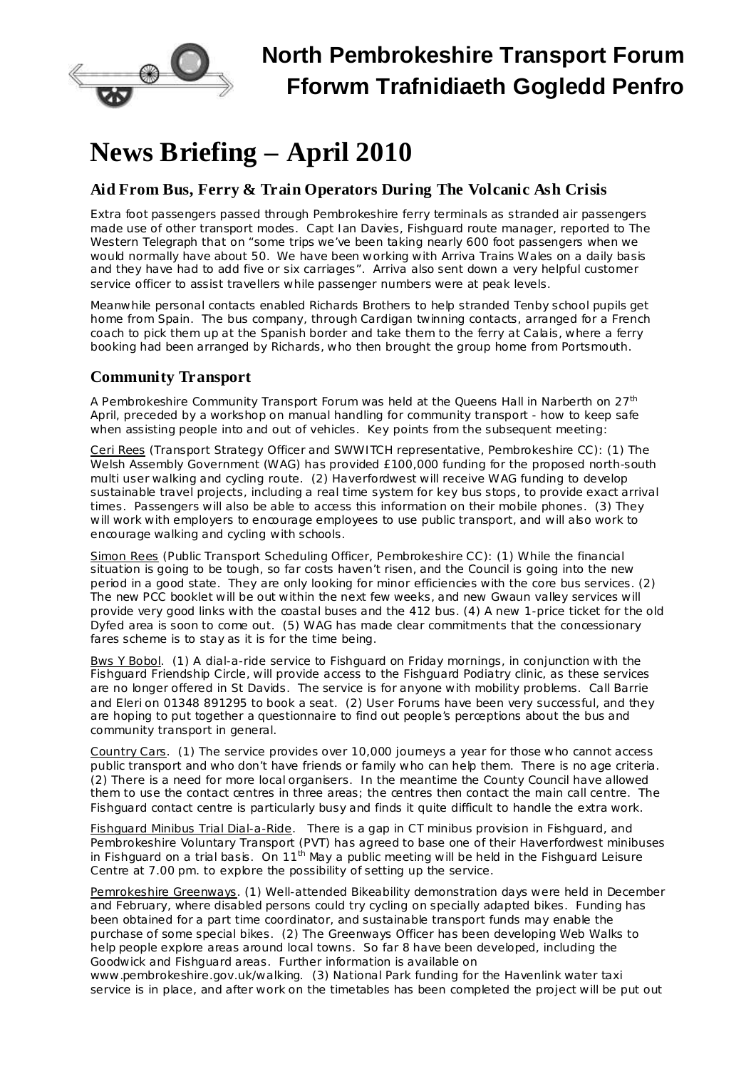# North Pembrokeshire Transport Forum
# Fforwm Trafnidiaeth Gogledd Penfro

# News Briefing – April 2010

## Aid From Bus, Ferry & Train Operators During The Volcanic Ash Crisis

Extra foot passengers passed through Pembrokeshire ferry terminals as stranded air passengers made use of other transport modes. Capt Ian Davies, Fishguard route manager, reported to The Western Telegraph that on "some trips we've been taking nearly 600 foot passengers when we would normally have about 50. We have been working with Arriva Trains Wales on a daily basis and they have had to add five or six carriages". Arriva also sent down a very helpful customer service officer to assist travellers while passenger numbers were at peak levels.

Meanwhile personal contacts enabled Richards Brothers to help stranded Tenby school pupils get home from Spain. The bus company, through Cardigan twinning contacts, arranged for a French coach to pick them up at the Spanish border and take them to the ferry at Calais, where a ferry booking had been arranged by Richards, who then brought the group home from Portsmouth.

## Community Transport

A Pembrokeshire Community Transport Forum was held at the Queens Hall in Narberth on 27th April, preceded by a workshop on manual handling for community transport - how to keep safe when assisting people into and out of vehicles. Key points from the subsequent meeting:

Ceri Rees (Transport Strategy Officer and SWWITCH representative, Pembrokeshire CC): (1) The Welsh Assembly Government (WAG) has provided £100,000 funding for the proposed north-south multi user walking and cycling route. (2) Haverfordwest will receive WAG funding to develop sustainable travel projects, including a real time system for key bus stops, to provide exact arrival times. Passengers will also be able to access this information on their mobile phones. (3) They will work with employers to encourage employees to use public transport, and will also work to encourage walking and cycling with schools.

Simon Rees (Public Transport Scheduling Officer, Pembrokeshire CC): (1) While the financial situation is going to be tough, so far costs haven't risen, and the Council is going into the new period in a good state. They are only looking for minor efficiencies with the core bus services. (2) The new PCC booklet will be out within the next few weeks, and new Gwaun valley services will provide very good links with the coastal buses and the 412 bus. (4) A new 1-price ticket for the old Dyfed area is soon to come out. (5) WAG has made clear commitments that the concessionary fares scheme is to stay as it is for the time being.

Bws Y Bobol. (1) A dial-a-ride service to Fishguard on Friday mornings, in conjunction with the Fishguard Friendship Circle, will provide access to the Fishguard Podiatry clinic, as these services are no longer offered in St Davids. The service is for anyone with mobility problems. Call Barrie and Eleri on 01348 891295 to book a seat. (2) User Forums have been very successful, and they are hoping to put together a questionnaire to find out people's perceptions about the bus and community transport in general.

Country Cars. (1) The service provides over 10,000 journeys a year for those who cannot access public transport and who don't have friends or family who can help them. There is no age criteria. (2) There is a need for more local organisers. In the meantime the County Council have allowed them to use the contact centres in three areas; the centres then contact the main call centre. The Fishguard contact centre is particularly busy and finds it quite difficult to handle the extra work.

Fishguard Minibus Trial Dial-a-Ride. There is a gap in CT minibus provision in Fishguard, and Pembrokeshire Voluntary Transport (PVT) has agreed to base one of their Haverfordwest minibuses in Fishguard on a trial basis. On 11th May a public meeting will be held in the Fishguard Leisure Centre at 7.00 pm. to explore the possibility of setting up the service.

Pemrokeshire Greenways. (1) Well-attended Bikeability demonstration days were held in December and February, where disabled persons could try cycling on specially adapted bikes. Funding has been obtained for a part time coordinator, and sustainable transport funds may enable the purchase of some special bikes. (2) The Greenways Officer has been developing Web Walks to help people explore areas around local towns. So far 8 have been developed, including the Goodwick and Fishguard areas. Further information is available on www.pembrokeshire.gov.uk/walking. (3) National Park funding for the Havenlink water taxi service is in place, and after work on the timetables has been completed the project will be put out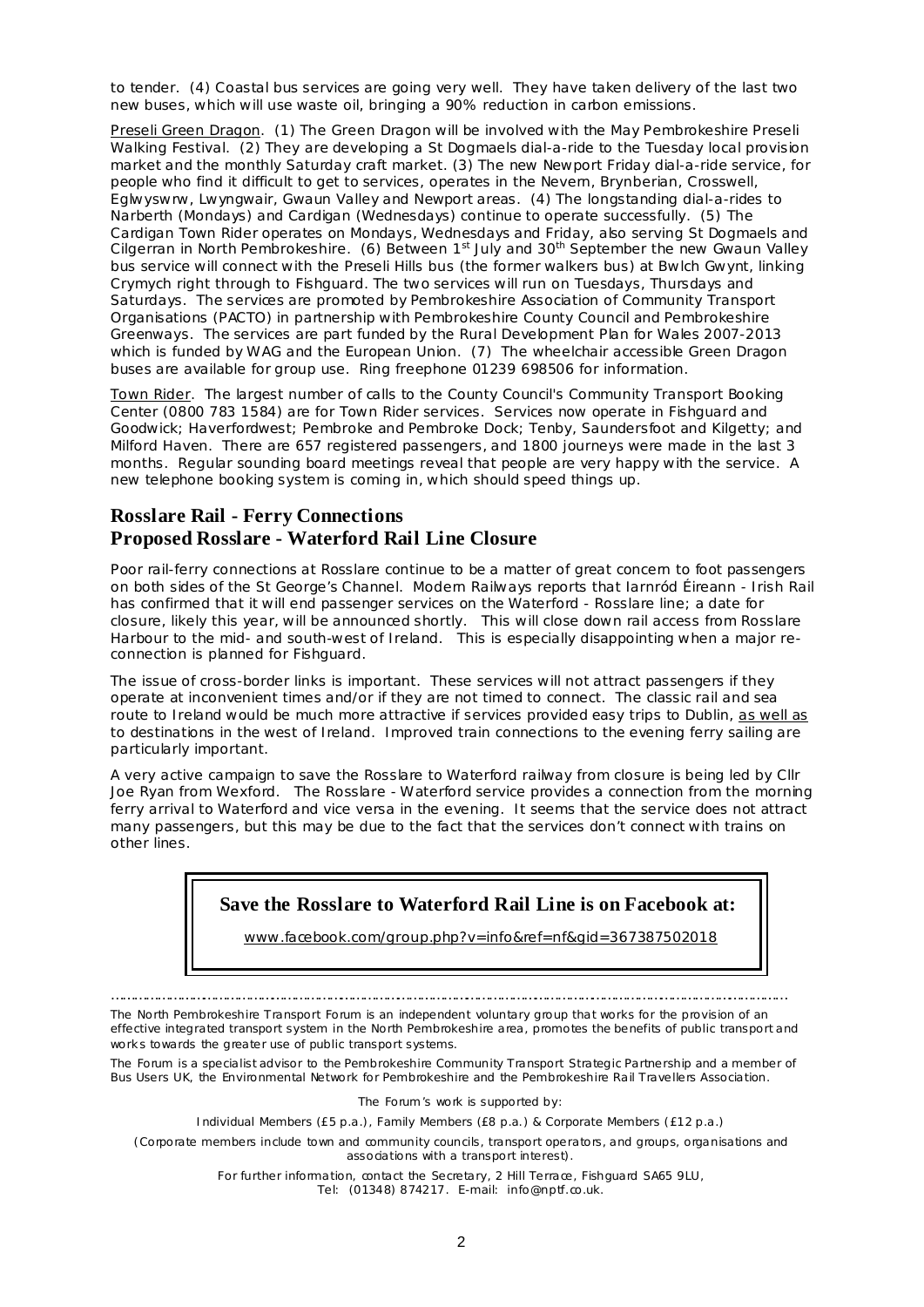to tender. (4) Coastal bus services are going very well. They have taken delivery of the last two new buses, which will use waste oil, bringing a 90% reduction in carbon emissions.

Preseli Green Dragon. (1) The Green Dragon will be involved with the May Pembrokeshire Preseli Walking Festival. (2) They are developing a St Dogmaels dial-a-ride to the Tuesday local provision market and the monthly Saturday craft market. (3) The new Newport Friday dial-a-ride service, for people who find it difficult to get to services, operates in the Nevern, Brynberian, Crosswell, Eglwyswrw, Lwyngwair, Gwaun Valley and Newport areas. (4) The longstanding dial-a-rides to Narberth (Mondays) and Cardigan (Wednesdays) continue to operate successfully. (5) The Cardigan Town Rider operates on Mondays, Wednesdays and Friday, also serving St Dogmaels and Cilgerran in North Pembrokeshire. (6) Between 1st July and 30th September the new Gwaun Valley bus service will connect with the Preseli Hills bus (the former walkers bus) at Bwlch Gwynt, linking Crymych right through to Fishguard. The two services will run on Tuesdays, Thursdays and Saturdays. The services are promoted by Pembrokeshire Association of Community Transport Organisations (PACTO) in partnership with Pembrokeshire County Council and Pembrokeshire Greenways. The services are part funded by the Rural Development Plan for Wales 2007-2013 which is funded by WAG and the European Union. (7) The wheelchair accessible Green Dragon buses are available for group use. Ring freephone 01239 698506 for information.

Town Rider. The largest number of calls to the County Council's Community Transport Booking Center (0800 783 1584) are for Town Rider services. Services now operate in Fishguard and Goodwick; Haverfordwest; Pembroke and Pembroke Dock; Tenby, Saundersfoot and Kilgetty; and Milford Haven. There are 657 registered passengers, and 1800 journeys were made in the last 3 months. Regular sounding board meetings reveal that people are very happy with the service. A new telephone booking system is coming in, which should speed things up.

## Rosslare Rail - Ferry Connections
## Proposed Rosslare - Waterford Rail Line Closure

Poor rail-ferry connections at Rosslare continue to be a matter of great concern to foot passengers on both sides of the St George's Channel. Modern Railways reports that Iarnród Éireann - Irish Rail has confirmed that it will end passenger services on the Waterford - Rosslare line; a date for closure, likely this year, will be announced shortly. This will close down rail access from Rosslare Harbour to the mid- and south-west of Ireland. This is especially disappointing when a major re-connection is planned for Fishguard.

The issue of cross-border links is important. These services will not attract passengers if they operate at inconvenient times and/or if they are not timed to connect. The classic rail and sea route to Ireland would be much more attractive if services provided easy trips to Dublin, as well as to destinations in the west of Ireland. Improved train connections to the evening ferry sailing are particularly important.

A very active campaign to save the Rosslare to Waterford railway from closure is being led by Cllr Joe Ryan from Wexford. The Rosslare - Waterford service provides a connection from the morning ferry arrival to Waterford and vice versa in the evening. It seems that the service does not attract many passengers, but this may be due to the fact that the services don't connect with trains on other lines.

**Save the Rosslare to Waterford Rail Line is on Facebook at:**

www.facebook.com/group.php?v=info&ref=nf&gid=367387502018

---

*The North Pembrokeshire Transport Forum is an independent voluntary group that works for the provision of an effective integrated transport system in the North Pembrokeshire area, promotes the benefits of public transport and works towards the greater use of public transport systems.*

*The Forum is a specialist advisor to the Pembrokeshire Community Transport Strategic Partnership and a member of Bus Users UK, the Environmental Network for Pembrokeshire and the Pembrokeshire Rail Travellers Association.*

*The Forum's work is supported by:*

*Individual Members (£5 p.a.), Family Members (£8 p.a.) & Corporate Members (£12 p.a.)*

*(Corporate members include town and community councils, transport operators, and groups, organisations and associations with a transport interest).*

*For further information, contact the Secretary, 2 Hill Terrace, Fishguard SA65 9LU, Tel: (01348) 874217. E-mail: info@nptf.co.uk.*